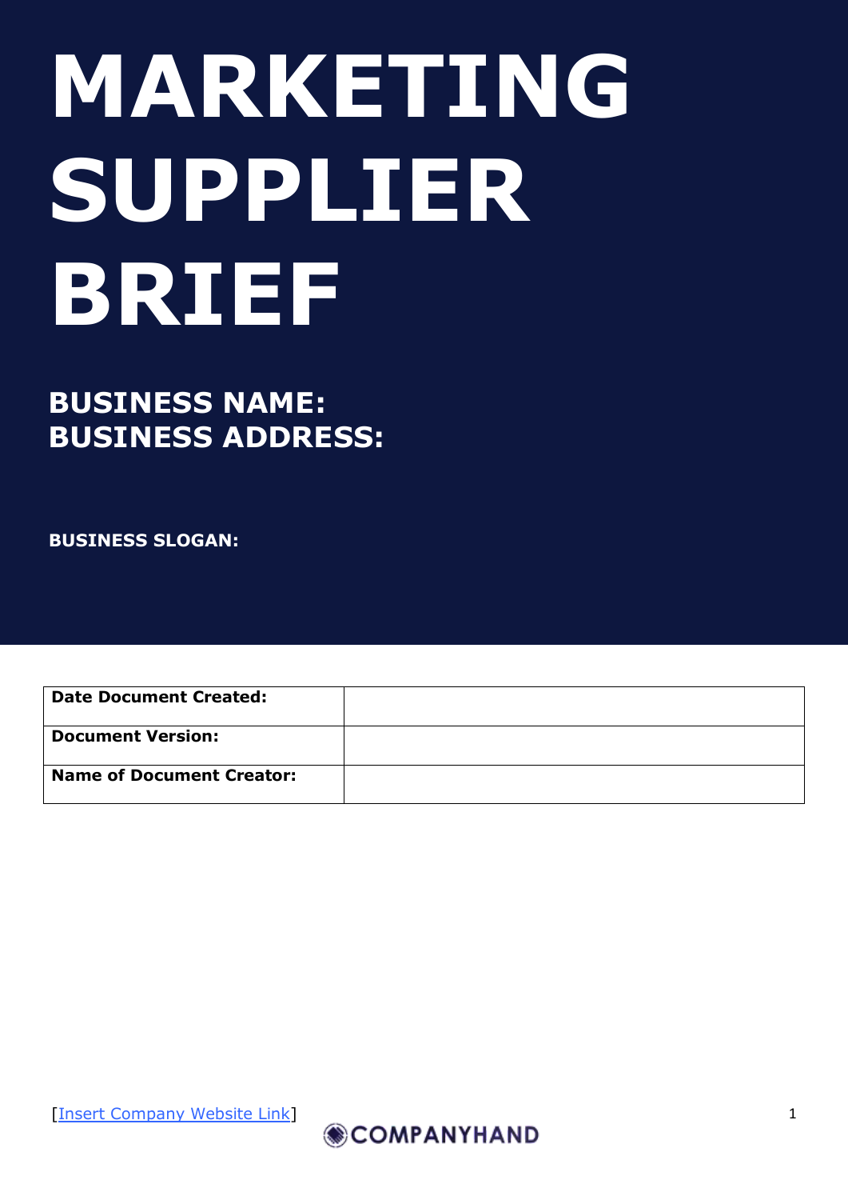# MARKETING SUPPLIER BRIEF

**BUSINESS NAME:**
**BUSINESS ADDRESS:**

**BUSINESS SLOGAN:**

| | |
|---|---|
| **Date Document Created:** | |
| **Document Version:** | |
| **Name of Document Creator:** | |

[Insert Company Website Link]

COMPANYHAND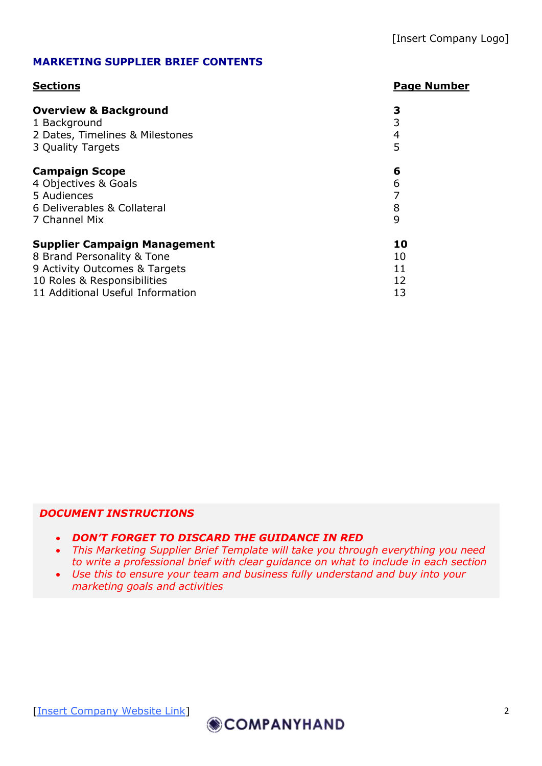[Insert Company Logo]

## MARKETING SUPPLIER BRIEF CONTENTS

| Sections | Page Number |
|---|---|
| **Overview & Background** | **3** |
| 1 Background | 3 |
| 2 Dates, Timelines & Milestones | 4 |
| 3 Quality Targets | 5 |
| **Campaign Scope** | **6** |
| 4 Objectives & Goals | 6 |
| 5 Audiences | 7 |
| 6 Deliverables & Collateral | 8 |
| 7 Channel Mix | 9 |
| **Supplier Campaign Management** | **10** |
| 8 Brand Personality & Tone | 10 |
| 9 Activity Outcomes & Targets | 11 |
| 10 Roles & Responsibilities | 12 |
| 11 Additional Useful Information | 13 |

***DOCUMENT INSTRUCTIONS***

- ***DON'T FORGET TO DISCARD THE GUIDANCE IN RED***
- *This Marketing Supplier Brief Template will take you through everything you need to write a professional brief with clear guidance on what to include in each section*
- *Use this to ensure your team and business fully understand and buy into your marketing goals and activities*

[Insert Company Website Link]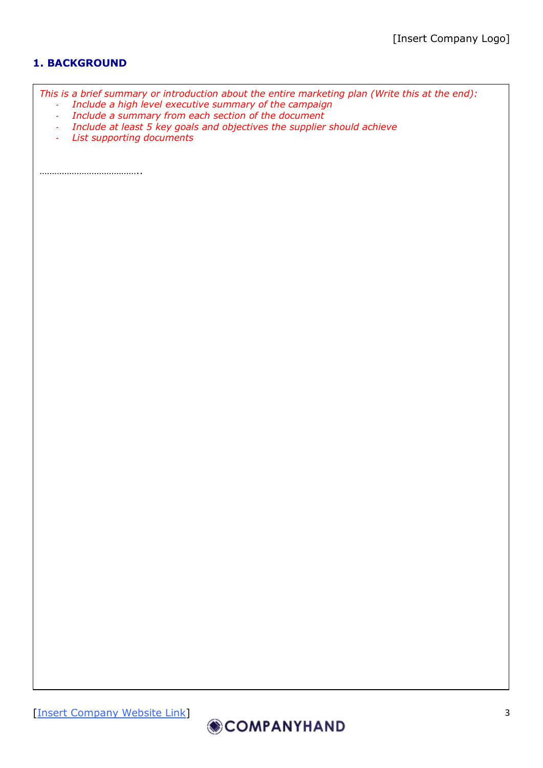[Insert Company Logo]

## 1. BACKGROUND

*This is a brief summary or introduction about the entire marketing plan (Write this at the end):*

- *Include a high level executive summary of the campaign*
- *Include a summary from each section of the document*
- *Include at least 5 key goals and objectives the supplier should achieve*
- *List supporting documents*

…………………………………..

[Insert Company Website Link]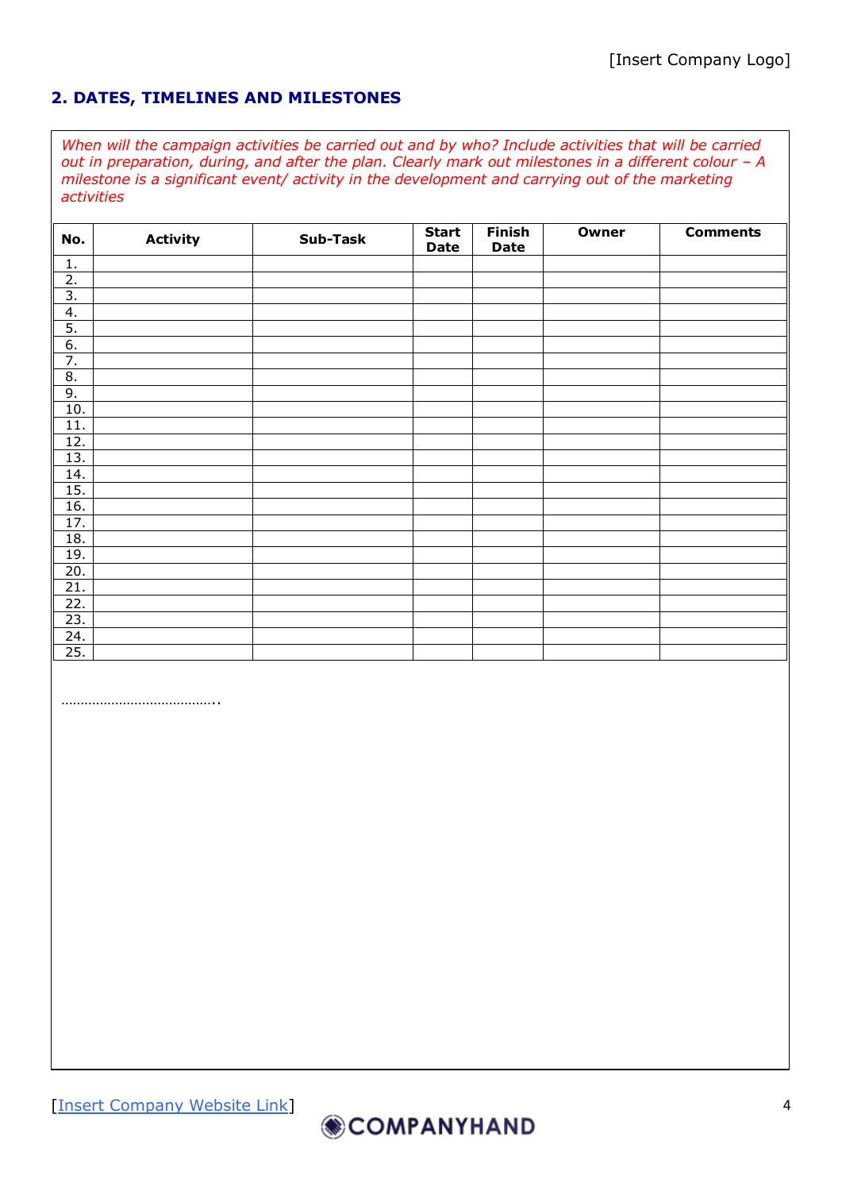## 2. DATES, TIMELINES AND MILESTONES

*When will the campaign activities be carried out and by who? Include activities that will be carried out in preparation, during, and after the plan. Clearly mark out milestones in a different colour – A milestone is a significant event/ activity in the development and carrying out of the marketing activities*

| No. | Activity | Sub-Task | Start Date | Finish Date | Owner | Comments |
|---|---|---|---|---|---|---|
| 1. | | | | | | |
| 2. | | | | | | |
| 3. | | | | | | |
| 4. | | | | | | |
| 5. | | | | | | |
| 6. | | | | | | |
| 7. | | | | | | |
| 8. | | | | | | |
| 9. | | | | | | |
| 10. | | | | | | |
| 11. | | | | | | |
| 12. | | | | | | |
| 13. | | | | | | |
| 14. | | | | | | |
| 15. | | | | | | |
| 16. | | | | | | |
| 17. | | | | | | |
| 18. | | | | | | |
| 19. | | | | | | |
| 20. | | | | | | |
| 21. | | | | | | |
| 22. | | | | | | |
| 23. | | | | | | |
| 24. | | | | | | |
| 25. | | | | | | |

……………………………………..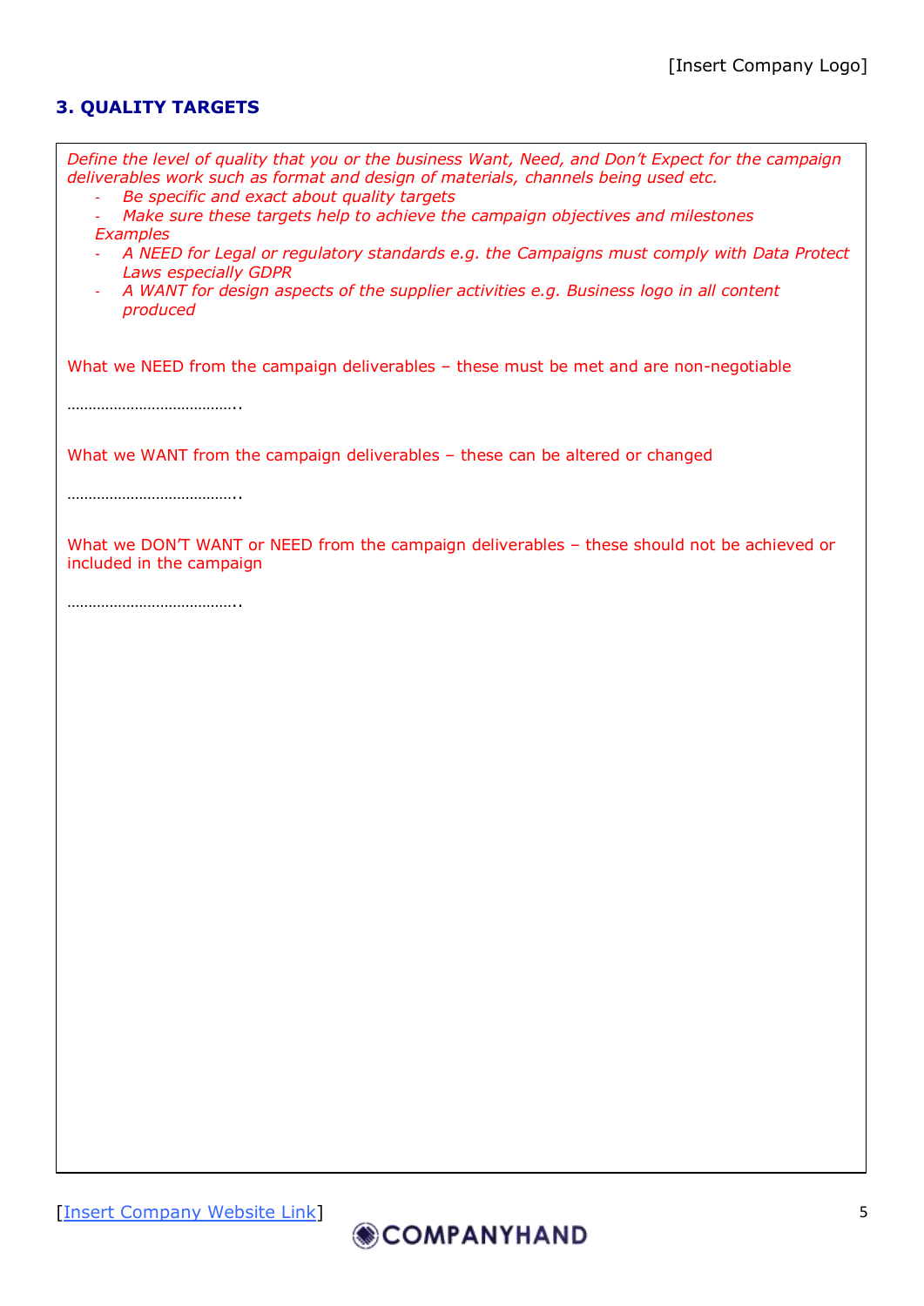## 3. QUALITY TARGETS

*Define the level of quality that you or the business Want, Need, and Don't Expect for the campaign deliverables work such as format and design of materials, channels being used etc.*

- *Be specific and exact about quality targets*
- *Make sure these targets help to achieve the campaign objectives and milestones*

*Examples*

- *A NEED for Legal or regulatory standards e.g. the Campaigns must comply with Data Protect Laws especially GDPR*
- *A WANT for design aspects of the supplier activities e.g. Business logo in all content produced*

What we NEED from the campaign deliverables – these must be met and are non-negotiable

…………………………………..

What we WANT from the campaign deliverables – these can be altered or changed

…………………………………..

What we DON'T WANT or NEED from the campaign deliverables – these should not be achieved or included in the campaign

…………………………………..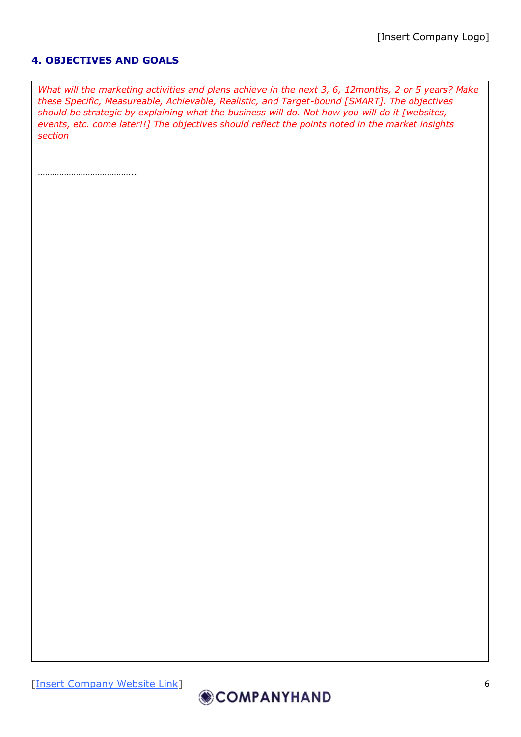## 4. OBJECTIVES AND GOALS

*What will the marketing activities and plans achieve in the next 3, 6, 12months, 2 or 5 years? Make these Specific, Measureable, Achievable, Realistic, and Target-bound [SMART]. The objectives should be strategic by explaining what the business will do. Not how you will do it [websites, events, etc. come later!!] The objectives should reflect the points noted in the market insights section*

…………………………………..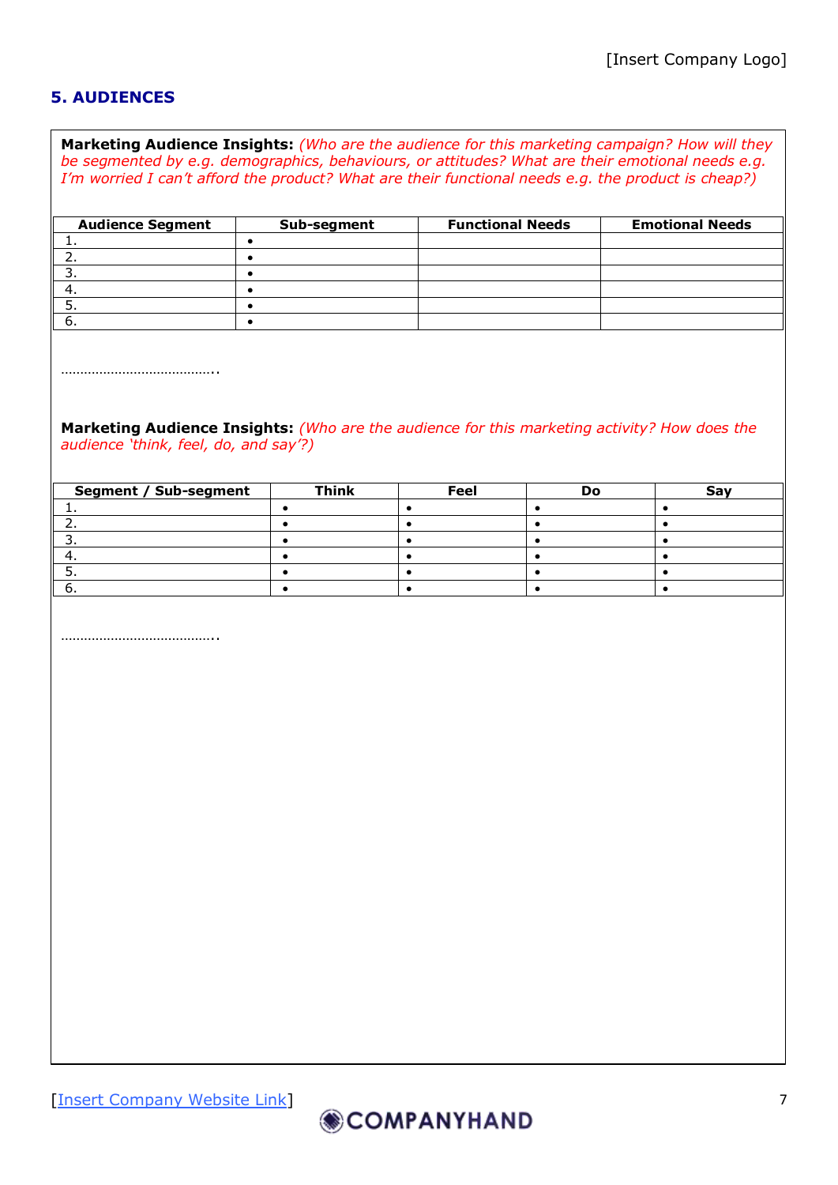## 5. AUDIENCES

**Marketing Audience Insights:** *(Who are the audience for this marketing campaign? How will they be segmented by e.g. demographics, behaviours, or attitudes? What are their emotional needs e.g. I'm worried I can't afford the product? What are their functional needs e.g. the product is cheap?)*

| Audience Segment | Sub-segment | Functional Needs | Emotional Needs |
|---|---|---|---|
| 1. | • | | |
| 2. | • | | |
| 3. | • | | |
| 4. | • | | |
| 5. | • | | |
| 6. | • | | |

…………………………………..

**Marketing Audience Insights:** *(Who are the audience for this marketing activity? How does the audience 'think, feel, do, and say'?)*

| Segment / Sub-segment | Think | Feel | Do | Say |
|---|---|---|---|---|
| 1. | • | • | • | • |
| 2. | • | • | • | • |
| 3. | • | • | • | • |
| 4. | • | • | • | • |
| 5. | • | • | • | • |
| 6. | • | • | • | • |

…………………………………..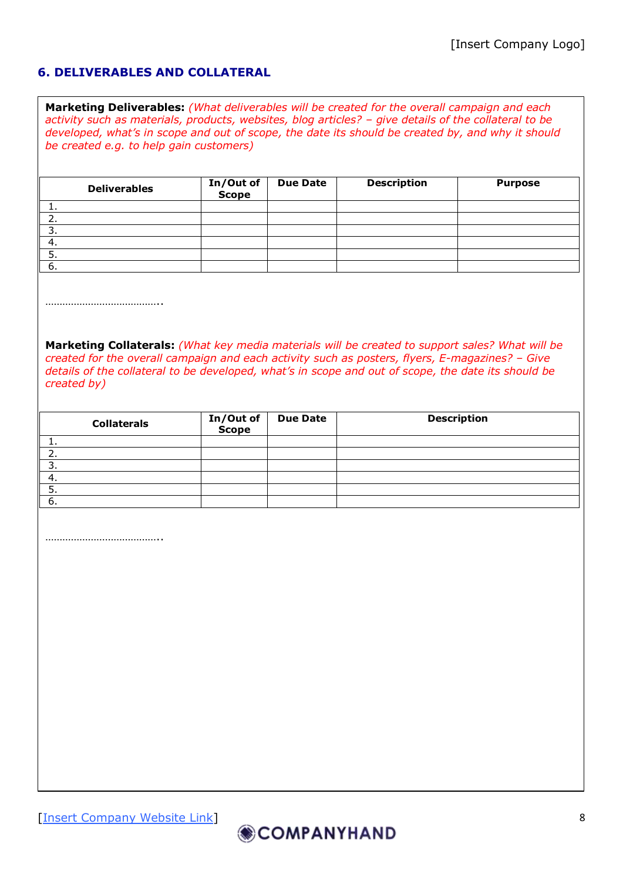## 6. DELIVERABLES AND COLLATERAL

**Marketing Deliverables:** *(What deliverables will be created for the overall campaign and each activity such as materials, products, websites, blog articles? – give details of the collateral to be developed, what's in scope and out of scope, the date its should be created by, and why it should be created e.g. to help gain customers)*

| Deliverables | In/Out of Scope | Due Date | Description | Purpose |
|---|---|---|---|---|
| 1. | | | | |
| 2. | | | | |
| 3. | | | | |
| 4. | | | | |
| 5. | | | | |
| 6. | | | | |

……………………………………..

**Marketing Collaterals:** *(What key media materials will be created to support sales? What will be created for the overall campaign and each activity such as posters, flyers, E-magazines? – Give details of the collateral to be developed, what's in scope and out of scope, the date its should be created by)*

| Collaterals | In/Out of Scope | Due Date | Description |
|---|---|---|---|
| 1. | | | |
| 2. | | | |
| 3. | | | |
| 4. | | | |
| 5. | | | |
| 6. | | | |

……………………………………..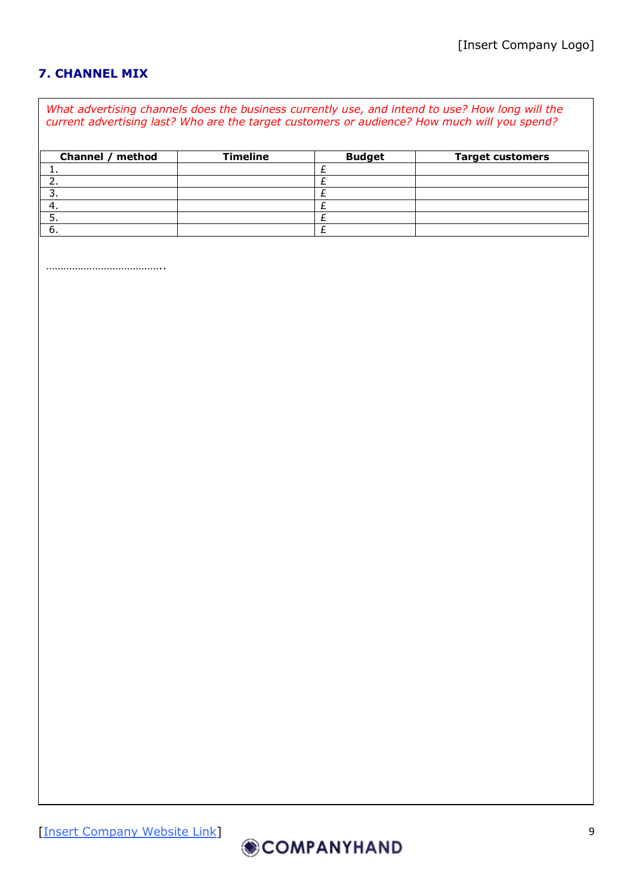[Insert Company Logo]

## 7. CHANNEL MIX

*What advertising channels does the business currently use, and intend to use? How long will the current advertising last? Who are the target customers or audience? How much will you spend?*

| Channel / method | Timeline | Budget | Target customers |
|---|---|---|---|
| 1. | | £ | |
| 2. | | £ | |
| 3. | | £ | |
| 4. | | £ | |
| 5. | | £ | |
| 6. | | £ | |

…………………………………..

[Insert Company Website Link]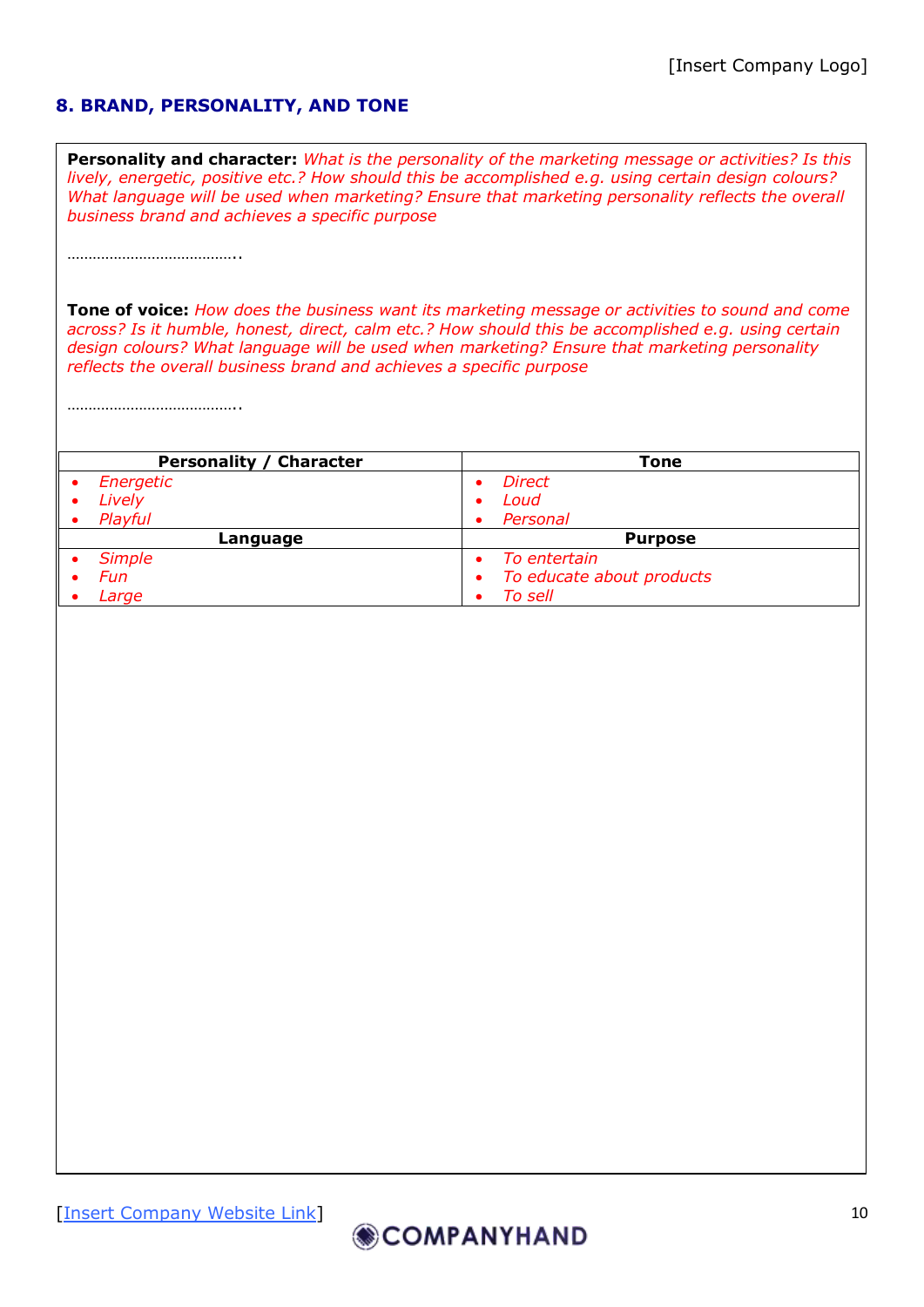## 8. BRAND, PERSONALITY, AND TONE

**Personality and character:** *What is the personality of the marketing message or activities? Is this lively, energetic, positive etc.? How should this be accomplished e.g. using certain design colours? What language will be used when marketing? Ensure that marketing personality reflects the overall business brand and achieves a specific purpose*

…………………………………..

**Tone of voice:** *How does the business want its marketing message or activities to sound and come across? Is it humble, honest, direct, calm etc.? How should this be accomplished e.g. using certain design colours? What language will be used when marketing? Ensure that marketing personality reflects the overall business brand and achieves a specific purpose*

…………………………………..

| Personality / Character | Tone |
|---|---|
| • *Energetic*<br>• *Lively*<br>• *Playful* | • *Direct*<br>• *Loud*<br>• *Personal* |
| **Language** | **Purpose** |
| • *Simple*<br>• *Fun*<br>• *Large* | • *To entertain*<br>• *To educate about products*<br>• *To sell* |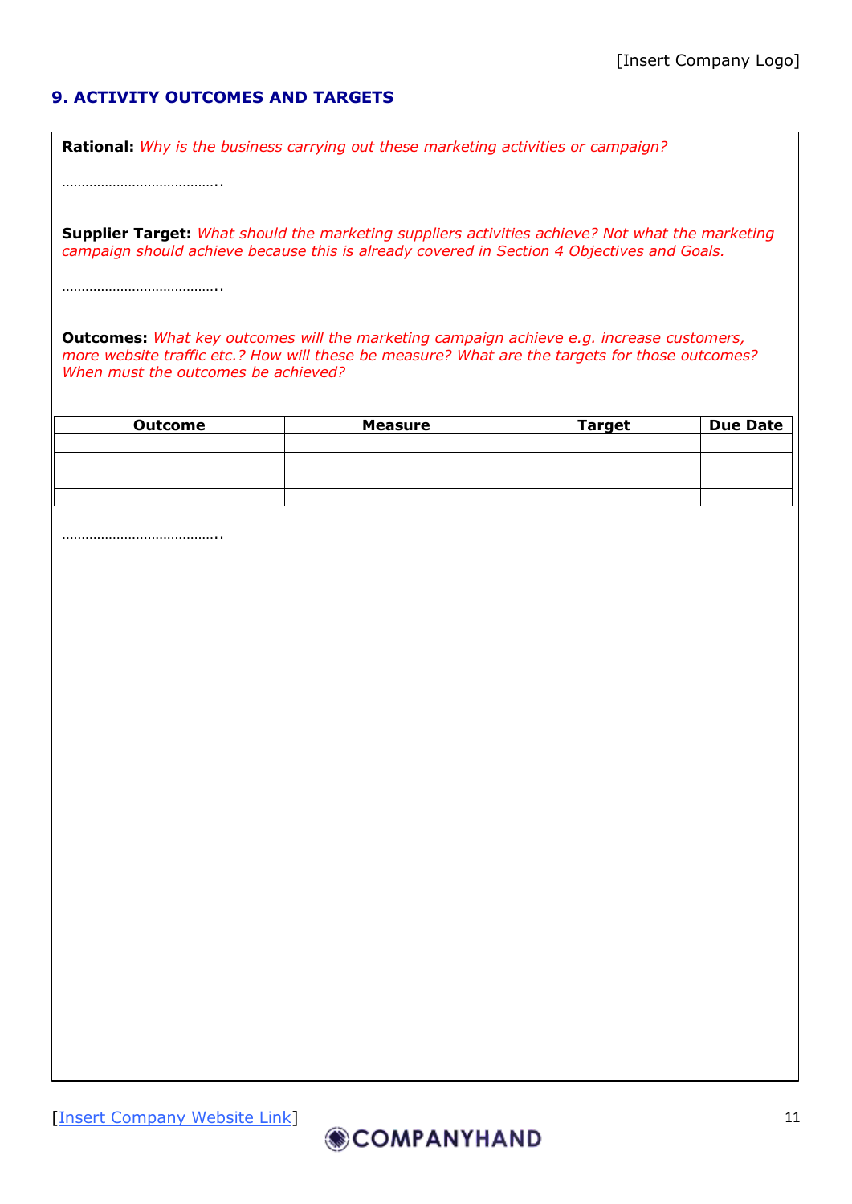## 9. ACTIVITY OUTCOMES AND TARGETS

**Rational:** *Why is the business carrying out these marketing activities or campaign?*

…………………………………..

**Supplier Target:** *What should the marketing suppliers activities achieve? Not what the marketing campaign should achieve because this is already covered in Section 4 Objectives and Goals.*

…………………………………..

**Outcomes:** *What key outcomes will the marketing campaign achieve e.g. increase customers, more website traffic etc.? How will these be measure? What are the targets for those outcomes? When must the outcomes be achieved?*

| Outcome | Measure | Target | Due Date |
|---|---|---|---|
| | | | |
| | | | |
| | | | |
| | | | |

…………………………………..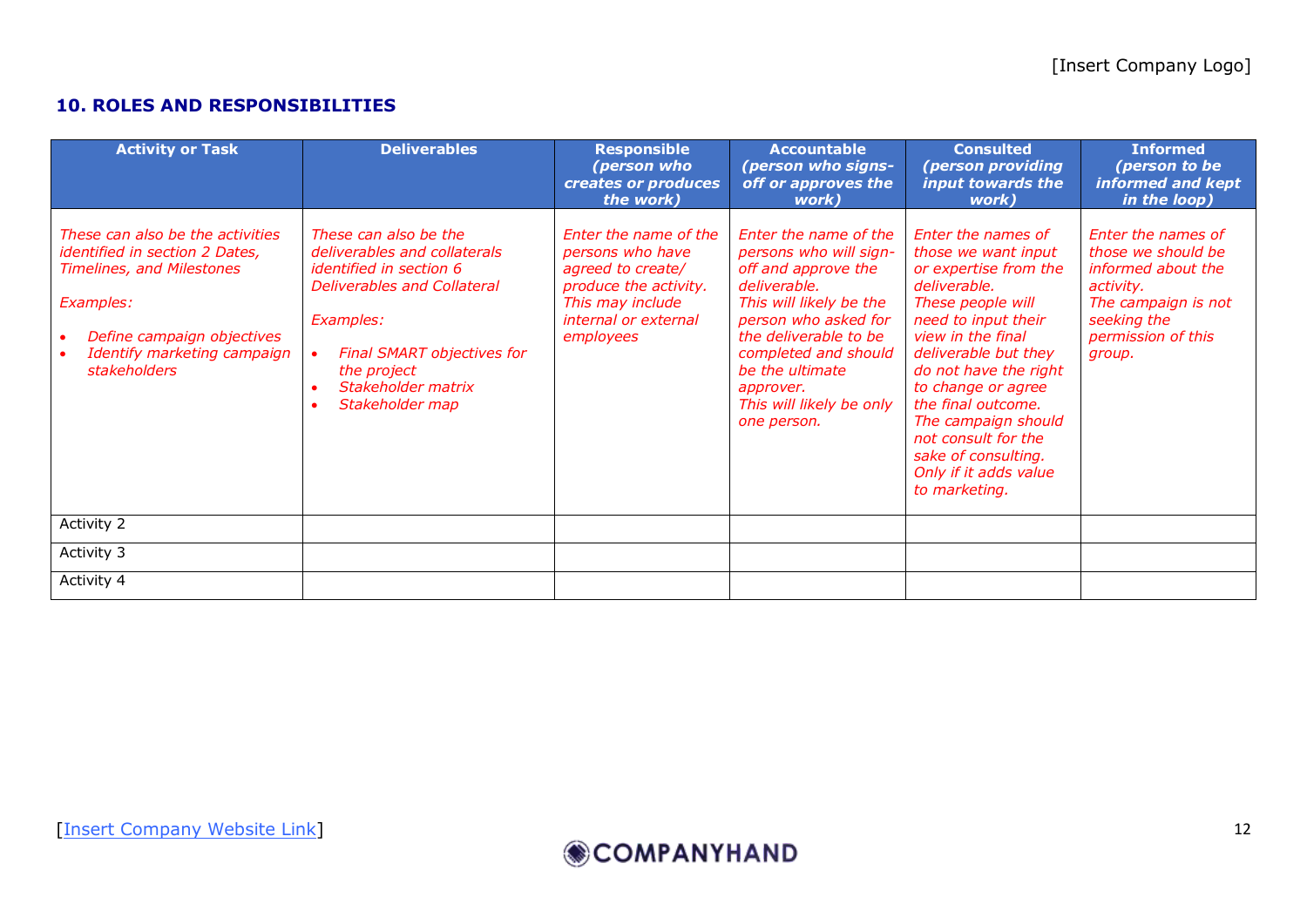## 10. ROLES AND RESPONSIBILITIES

| Activity or Task | Deliverables | Responsible *(person who creates or produces the work)* | Accountable *(person who signs-off or approves the work)* | Consulted *(person providing input towards the work)* | Informed *(person to be informed and kept in the loop)* |
|---|---|---|---|---|---|
| *These can also be the activities identified in section 2 Dates, Timelines, and Milestones*<br><br>*Examples:*<br>• *Define campaign objectives*<br>• *Identify marketing campaign stakeholders* | *These can also be the deliverables and collaterals identified in section 6 Deliverables and Collateral*<br><br>*Examples:*<br>• *Final SMART objectives for the project*<br>• *Stakeholder matrix*<br>• *Stakeholder map* | *Enter the name of the persons who have agreed to create/ produce the activity. This may include internal or external employees* | *Enter the name of the persons who will sign-off and approve the deliverable.*<br>*This will likely be the person who asked for the deliverable to be completed and should be the ultimate approver.*<br>*This will likely be only one person.* | *Enter the names of those we want input or expertise from the deliverable.*<br>*These people will need to input their view in the final deliverable but they do not have the right to change or agree the final outcome.*<br>*The campaign should not consult for the sake of consulting. Only if it adds value to marketing.* | *Enter the names of those we should be informed about the activity.*<br>*The campaign is not seeking the permission of this group.* |
| Activity 2 | | | | | |
| Activity 3 | | | | | |
| Activity 4 | | | | | |

[Insert Company Website Link]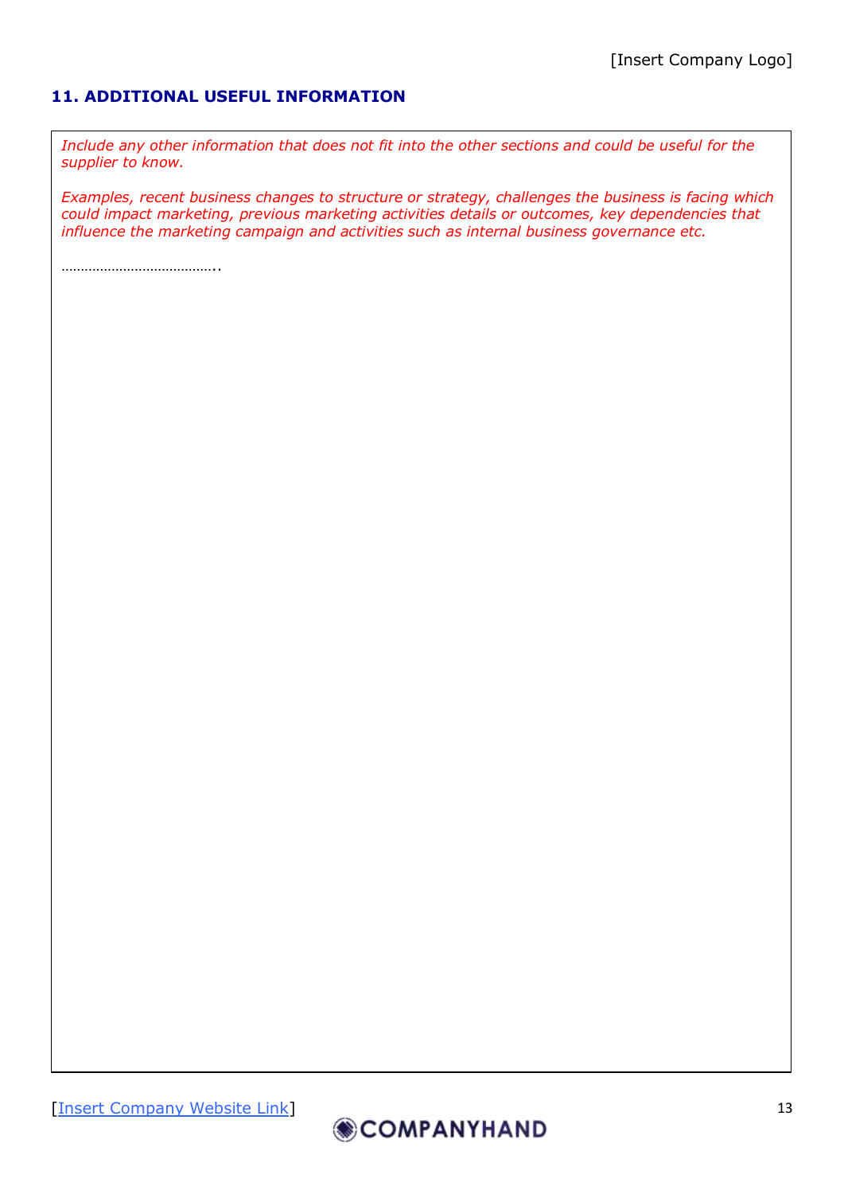## 11. ADDITIONAL USEFUL INFORMATION

*Include any other information that does not fit into the other sections and could be useful for the supplier to know.*

*Examples, recent business changes to structure or strategy, challenges the business is facing which could impact marketing, previous marketing activities details or outcomes, key dependencies that influence the marketing campaign and activities such as internal business governance etc.*

…………………………………..